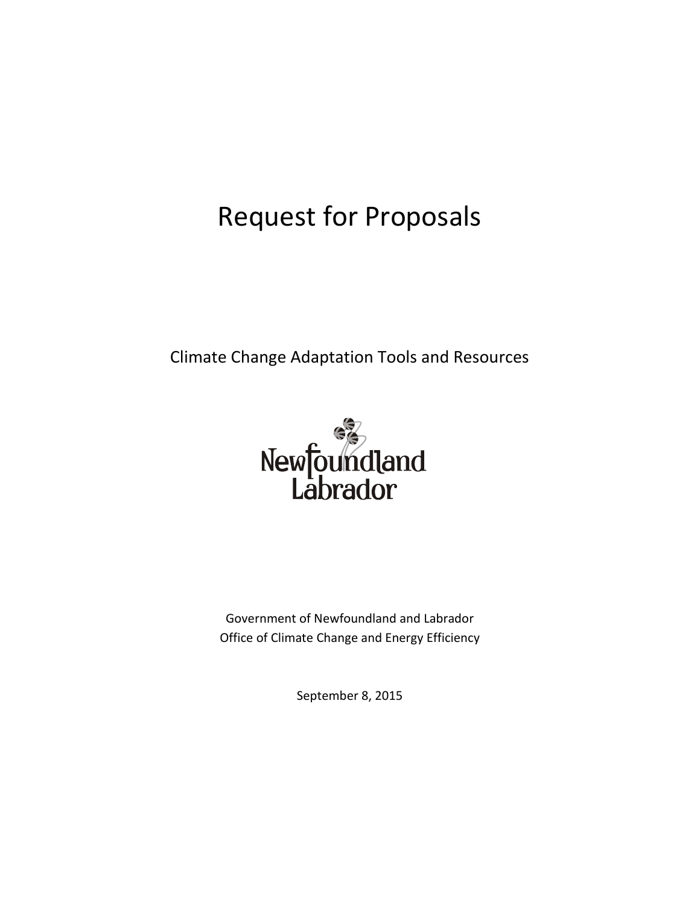# Request for Proposals

Climate Change Adaptation Tools and Resources

Newfoundland Labrador

Government of Newfoundland and Labrador
Office of Climate Change and Energy Efficiency

September 8, 2015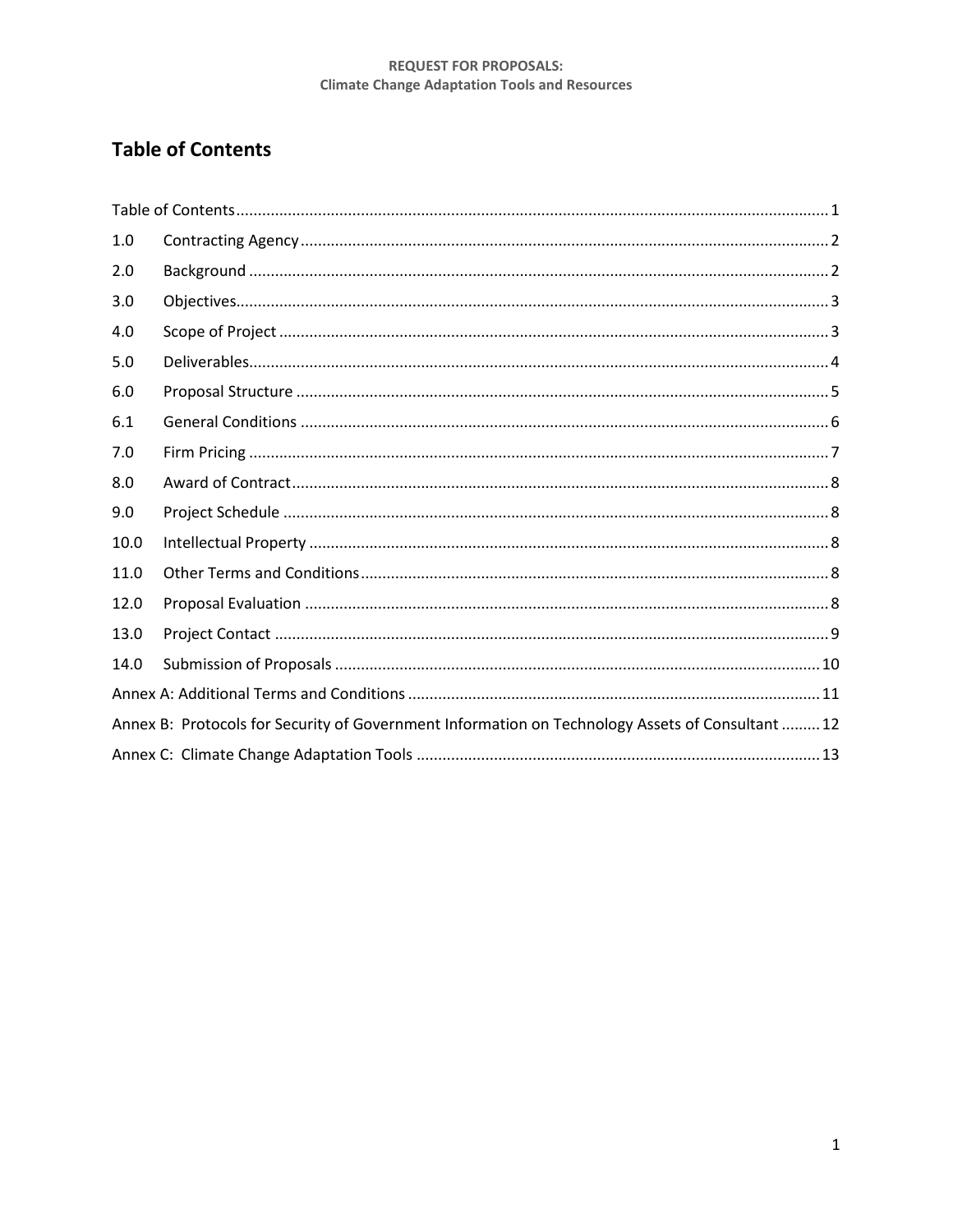# Table of Contents

| | | |
|---|---|---|
| Table of Contents | | 1 |
| 1.0 | Contracting Agency | 2 |
| 2.0 | Background | 2 |
| 3.0 | Objectives | 3 |
| 4.0 | Scope of Project | 3 |
| 5.0 | Deliverables | 4 |
| 6.0 | Proposal Structure | 5 |
| 6.1 | General Conditions | 6 |
| 7.0 | Firm Pricing | 7 |
| 8.0 | Award of Contract | 8 |
| 9.0 | Project Schedule | 8 |
| 10.0 | Intellectual Property | 8 |
| 11.0 | Other Terms and Conditions | 8 |
| 12.0 | Proposal Evaluation | 8 |
| 13.0 | Project Contact | 9 |
| 14.0 | Submission of Proposals | 10 |
| Annex A: Additional Terms and Conditions | | 11 |
| Annex B: Protocols for Security of Government Information on Technology Assets of Consultant | | 12 |
| Annex C: Climate Change Adaptation Tools | | 13 |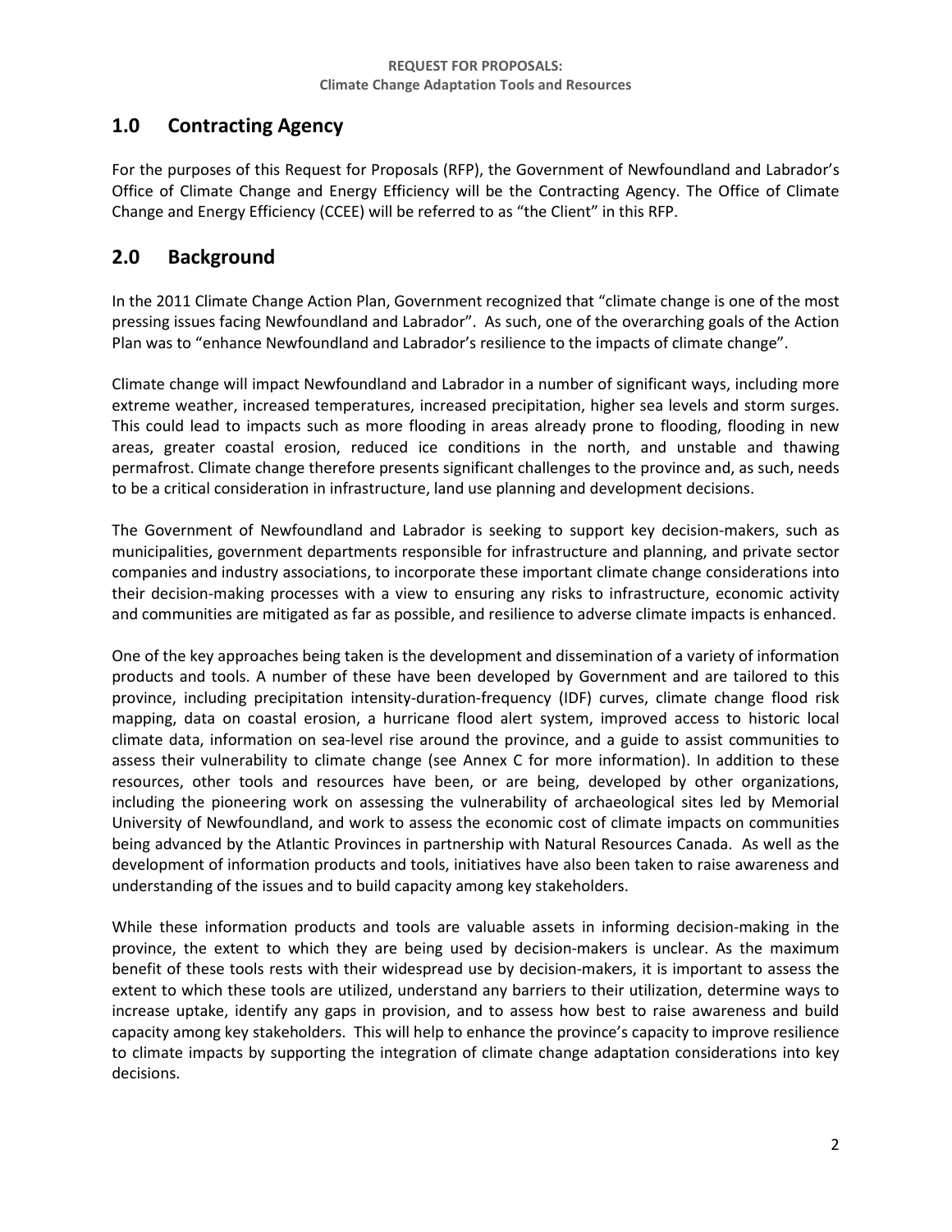## 1.0 Contracting Agency

For the purposes of this Request for Proposals (RFP), the Government of Newfoundland and Labrador's Office of Climate Change and Energy Efficiency will be the Contracting Agency. The Office of Climate Change and Energy Efficiency (CCEE) will be referred to as "the Client" in this RFP.

## 2.0 Background

In the 2011 Climate Change Action Plan, Government recognized that "climate change is one of the most pressing issues facing Newfoundland and Labrador". As such, one of the overarching goals of the Action Plan was to "enhance Newfoundland and Labrador's resilience to the impacts of climate change".

Climate change will impact Newfoundland and Labrador in a number of significant ways, including more extreme weather, increased temperatures, increased precipitation, higher sea levels and storm surges. This could lead to impacts such as more flooding in areas already prone to flooding, flooding in new areas, greater coastal erosion, reduced ice conditions in the north, and unstable and thawing permafrost. Climate change therefore presents significant challenges to the province and, as such, needs to be a critical consideration in infrastructure, land use planning and development decisions.

The Government of Newfoundland and Labrador is seeking to support key decision-makers, such as municipalities, government departments responsible for infrastructure and planning, and private sector companies and industry associations, to incorporate these important climate change considerations into their decision-making processes with a view to ensuring any risks to infrastructure, economic activity and communities are mitigated as far as possible, and resilience to adverse climate impacts is enhanced.

One of the key approaches being taken is the development and dissemination of a variety of information products and tools. A number of these have been developed by Government and are tailored to this province, including precipitation intensity-duration-frequency (IDF) curves, climate change flood risk mapping, data on coastal erosion, a hurricane flood alert system, improved access to historic local climate data, information on sea-level rise around the province, and a guide to assist communities to assess their vulnerability to climate change (see Annex C for more information). In addition to these resources, other tools and resources have been, or are being, developed by other organizations, including the pioneering work on assessing the vulnerability of archaeological sites led by Memorial University of Newfoundland, and work to assess the economic cost of climate impacts on communities being advanced by the Atlantic Provinces in partnership with Natural Resources Canada. As well as the development of information products and tools, initiatives have also been taken to raise awareness and understanding of the issues and to build capacity among key stakeholders.

While these information products and tools are valuable assets in informing decision-making in the province, the extent to which they are being used by decision-makers is unclear. As the maximum benefit of these tools rests with their widespread use by decision-makers, it is important to assess the extent to which these tools are utilized, understand any barriers to their utilization, determine ways to increase uptake, identify any gaps in provision, and to assess how best to raise awareness and build capacity among key stakeholders. This will help to enhance the province's capacity to improve resilience to climate impacts by supporting the integration of climate change adaptation considerations into key decisions.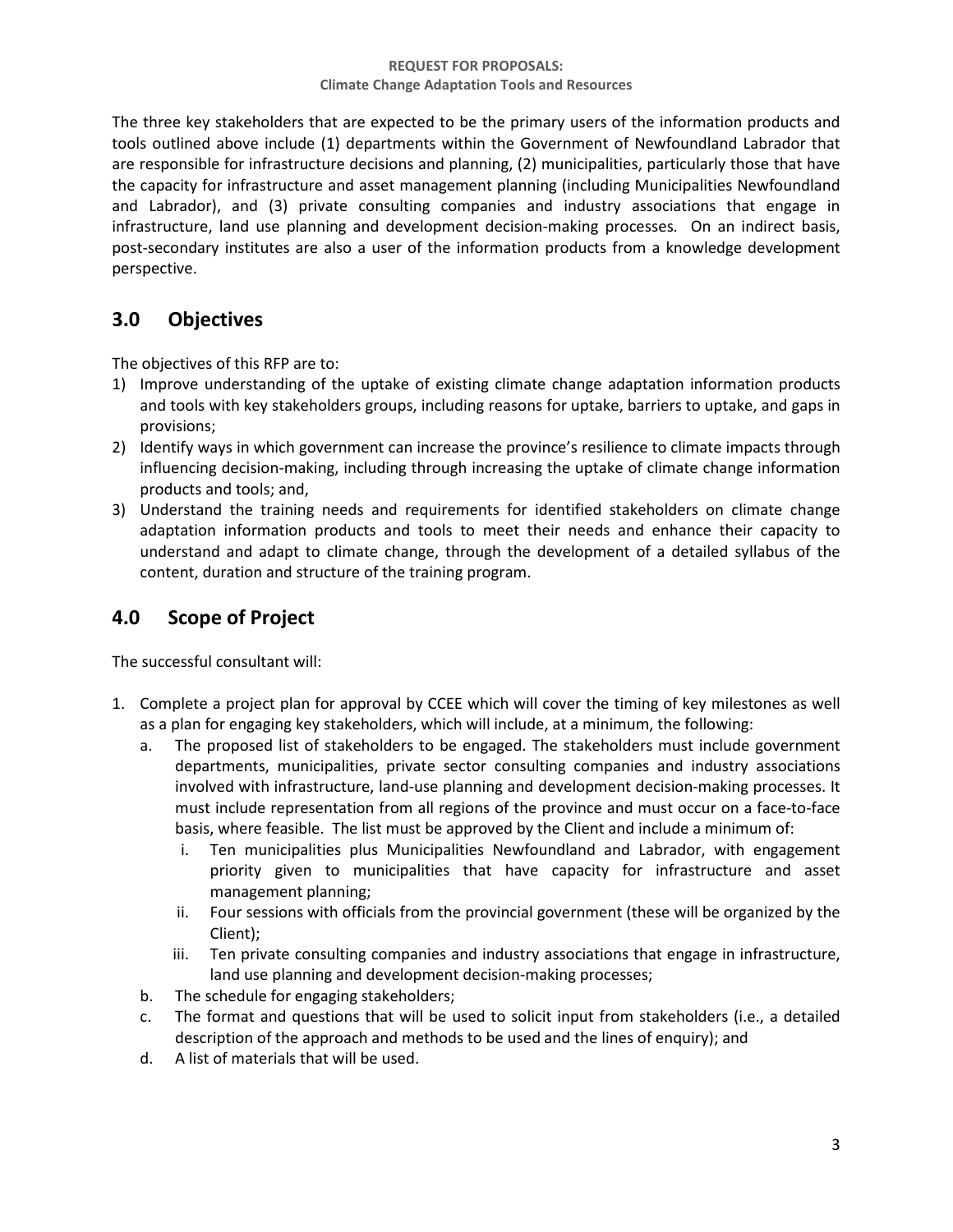The three key stakeholders that are expected to be the primary users of the information products and tools outlined above include (1) departments within the Government of Newfoundland Labrador that are responsible for infrastructure decisions and planning, (2) municipalities, particularly those that have the capacity for infrastructure and asset management planning (including Municipalities Newfoundland and Labrador), and (3) private consulting companies and industry associations that engage in infrastructure, land use planning and development decision-making processes. On an indirect basis, post-secondary institutes are also a user of the information products from a knowledge development perspective.

## 3.0 Objectives

The objectives of this RFP are to:

1) Improve understanding of the uptake of existing climate change adaptation information products and tools with key stakeholders groups, including reasons for uptake, barriers to uptake, and gaps in provisions;
2) Identify ways in which government can increase the province's resilience to climate impacts through influencing decision-making, including through increasing the uptake of climate change information products and tools; and,
3) Understand the training needs and requirements for identified stakeholders on climate change adaptation information products and tools to meet their needs and enhance their capacity to understand and adapt to climate change, through the development of a detailed syllabus of the content, duration and structure of the training program.

## 4.0 Scope of Project

The successful consultant will:

1. Complete a project plan for approval by CCEE which will cover the timing of key milestones as well as a plan for engaging key stakeholders, which will include, at a minimum, the following:
   a. The proposed list of stakeholders to be engaged. The stakeholders must include government departments, municipalities, private sector consulting companies and industry associations involved with infrastructure, land-use planning and development decision-making processes. It must include representation from all regions of the province and must occur on a face-to-face basis, where feasible. The list must be approved by the Client and include a minimum of:
      i. Ten municipalities plus Municipalities Newfoundland and Labrador, with engagement priority given to municipalities that have capacity for infrastructure and asset management planning;
      ii. Four sessions with officials from the provincial government (these will be organized by the Client);
      iii. Ten private consulting companies and industry associations that engage in infrastructure, land use planning and development decision-making processes;
   b. The schedule for engaging stakeholders;
   c. The format and questions that will be used to solicit input from stakeholders (i.e., a detailed description of the approach and methods to be used and the lines of enquiry); and
   d. A list of materials that will be used.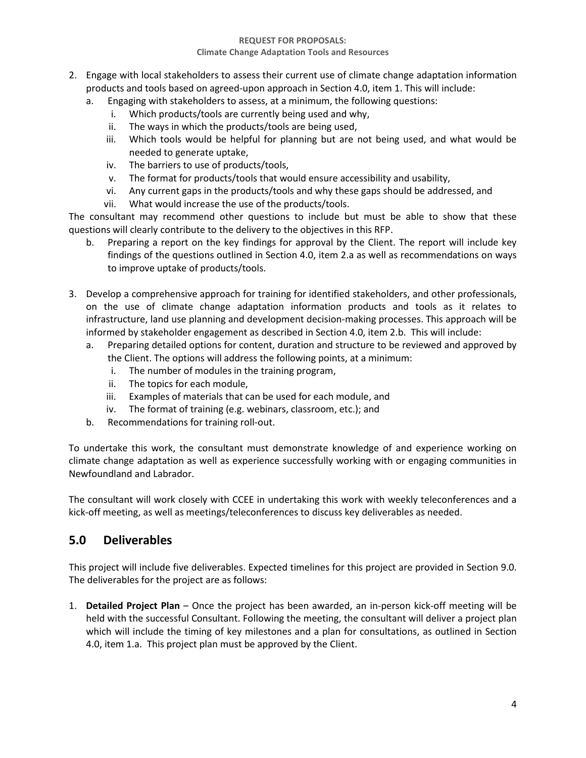2. Engage with local stakeholders to assess their current use of climate change adaptation information products and tools based on agreed-upon approach in Section 4.0, item 1. This will include:
   a. Engaging with stakeholders to assess, at a minimum, the following questions:
      i. Which products/tools are currently being used and why,
      ii. The ways in which the products/tools are being used,
      iii. Which tools would be helpful for planning but are not being used, and what would be needed to generate uptake,
      iv. The barriers to use of products/tools,
      v. The format for products/tools that would ensure accessibility and usability,
      vi. Any current gaps in the products/tools and why these gaps should be addressed, and
      vii. What would increase the use of the products/tools.

The consultant may recommend other questions to include but must be able to show that these questions will clearly contribute to the delivery to the objectives in this RFP.

   b. Preparing a report on the key findings for approval by the Client. The report will include key findings of the questions outlined in Section 4.0, item 2.a as well as recommendations on ways to improve uptake of products/tools.

3. Develop a comprehensive approach for training for identified stakeholders, and other professionals, on the use of climate change adaptation information products and tools as it relates to infrastructure, land use planning and development decision-making processes. This approach will be informed by stakeholder engagement as described in Section 4.0, item 2.b. This will include:
   a. Preparing detailed options for content, duration and structure to be reviewed and approved by the Client. The options will address the following points, at a minimum:
      i. The number of modules in the training program,
      ii. The topics for each module,
      iii. Examples of materials that can be used for each module, and
      iv. The format of training (e.g. webinars, classroom, etc.); and
   b. Recommendations for training roll-out.

To undertake this work, the consultant must demonstrate knowledge of and experience working on climate change adaptation as well as experience successfully working with or engaging communities in Newfoundland and Labrador.

The consultant will work closely with CCEE in undertaking this work with weekly teleconferences and a kick-off meeting, as well as meetings/teleconferences to discuss key deliverables as needed.

## 5.0 Deliverables

This project will include five deliverables. Expected timelines for this project are provided in Section 9.0. The deliverables for the project are as follows:

1. **Detailed Project Plan** – Once the project has been awarded, an in-person kick-off meeting will be held with the successful Consultant. Following the meeting, the consultant will deliver a project plan which will include the timing of key milestones and a plan for consultations, as outlined in Section 4.0, item 1.a. This project plan must be approved by the Client.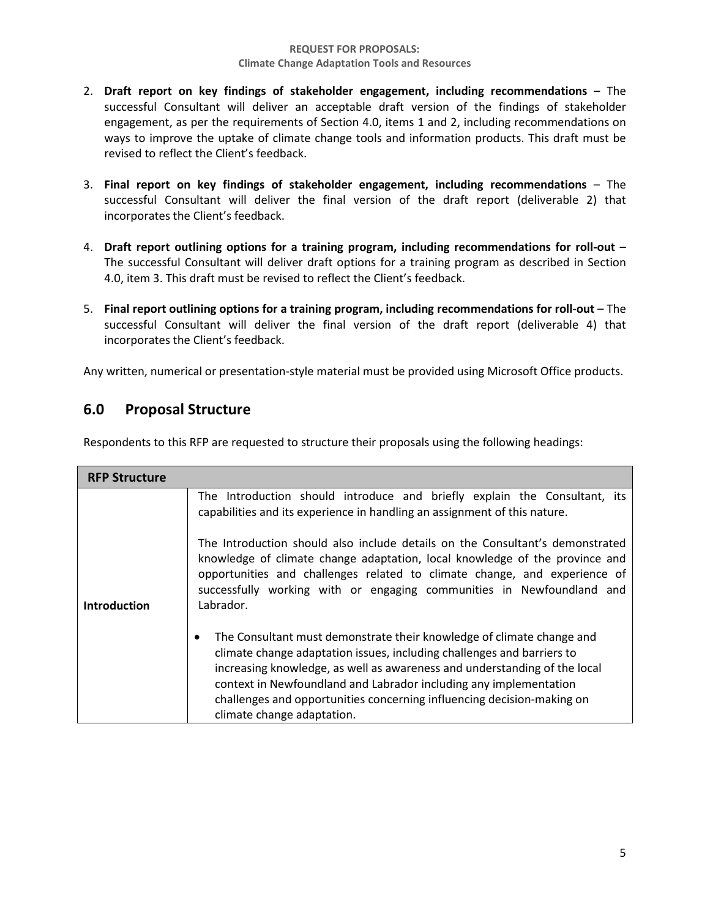2. **Draft report on key findings of stakeholder engagement, including recommendations** – The successful Consultant will deliver an acceptable draft version of the findings of stakeholder engagement, as per the requirements of Section 4.0, items 1 and 2, including recommendations on ways to improve the uptake of climate change tools and information products. This draft must be revised to reflect the Client's feedback.

3. **Final report on key findings of stakeholder engagement, including recommendations** – The successful Consultant will deliver the final version of the draft report (deliverable 2) that incorporates the Client's feedback.

4. **Draft report outlining options for a training program, including recommendations for roll-out** – The successful Consultant will deliver draft options for a training program as described in Section 4.0, item 3. This draft must be revised to reflect the Client's feedback.

5. **Final report outlining options for a training program, including recommendations for roll-out** – The successful Consultant will deliver the final version of the draft report (deliverable 4) that incorporates the Client's feedback.

Any written, numerical or presentation-style material must be provided using Microsoft Office products.

## 6.0 Proposal Structure

Respondents to this RFP are requested to structure their proposals using the following headings:

| **RFP Structure** | |
|---|---|
| **Introduction** | The Introduction should introduce and briefly explain the Consultant, its capabilities and its experience in handling an assignment of this nature.<br><br>The Introduction should also include details on the Consultant's demonstrated knowledge of climate change adaptation, local knowledge of the province and opportunities and challenges related to climate change, and experience of successfully working with or engaging communities in Newfoundland and Labrador.<br><br>• The Consultant must demonstrate their knowledge of climate change and climate change adaptation issues, including challenges and barriers to increasing knowledge, as well as awareness and understanding of the local context in Newfoundland and Labrador including any implementation challenges and opportunities concerning influencing decision-making on climate change adaptation. |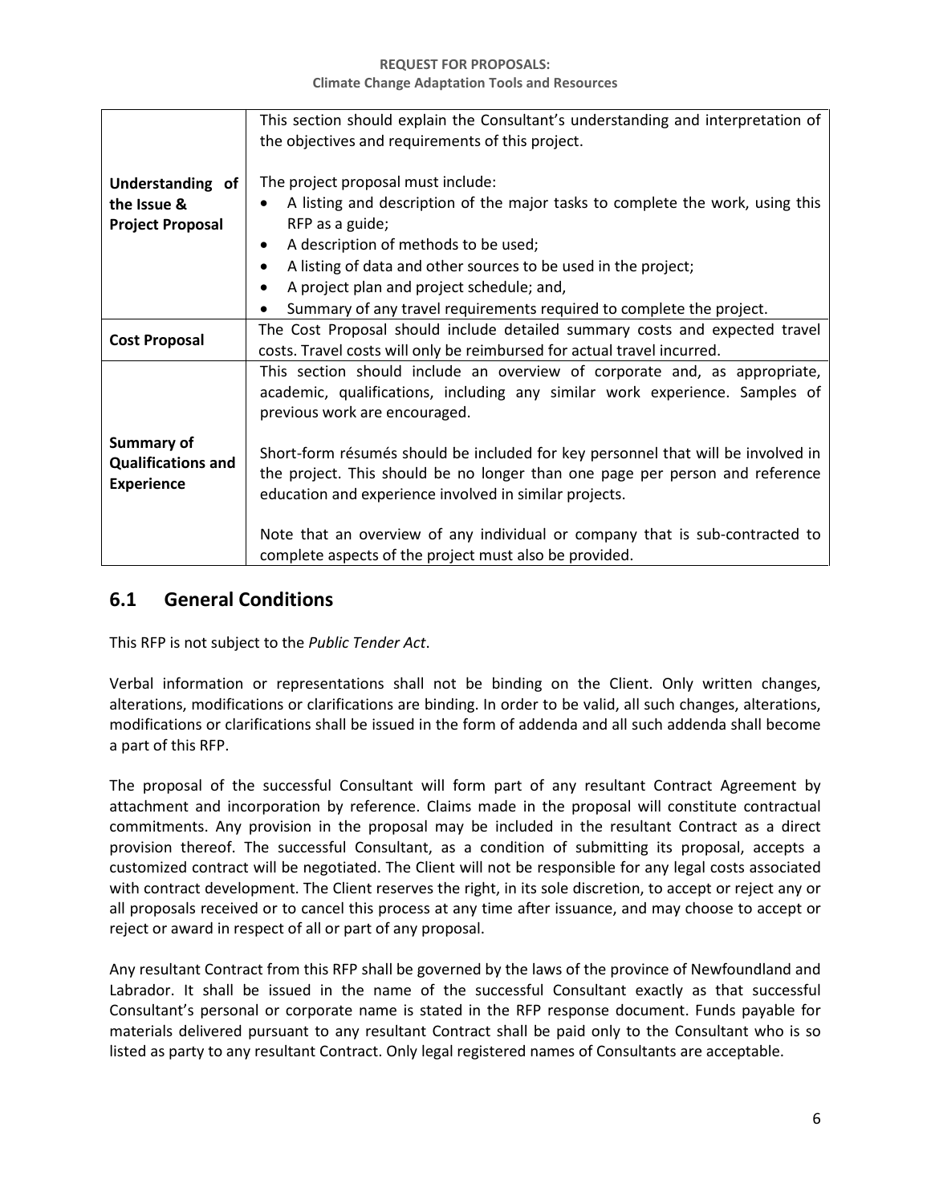| | |
|---|---|
| **Understanding of the Issue & Project Proposal** | This section should explain the Consultant's understanding and interpretation of the objectives and requirements of this project.<br><br>The project proposal must include:<br>• A listing and description of the major tasks to complete the work, using this RFP as a guide;<br>• A description of methods to be used;<br>• A listing of data and other sources to be used in the project;<br>• A project plan and project schedule; and,<br>• Summary of any travel requirements required to complete the project. |
| **Cost Proposal** | The Cost Proposal should include detailed summary costs and expected travel costs. Travel costs will only be reimbursed for actual travel incurred. |
| **Summary of Qualifications and Experience** | This section should include an overview of corporate and, as appropriate, academic, qualifications, including any similar work experience. Samples of previous work are encouraged.<br><br>Short-form résumés should be included for key personnel that will be involved in the project. This should be no longer than one page per person and reference education and experience involved in similar projects.<br><br>Note that an overview of any individual or company that is sub-contracted to complete aspects of the project must also be provided. |

## 6.1 General Conditions

This RFP is not subject to the *Public Tender Act*.

Verbal information or representations shall not be binding on the Client. Only written changes, alterations, modifications or clarifications are binding. In order to be valid, all such changes, alterations, modifications or clarifications shall be issued in the form of addenda and all such addenda shall become a part of this RFP.

The proposal of the successful Consultant will form part of any resultant Contract Agreement by attachment and incorporation by reference. Claims made in the proposal will constitute contractual commitments. Any provision in the proposal may be included in the resultant Contract as a direct provision thereof. The successful Consultant, as a condition of submitting its proposal, accepts a customized contract will be negotiated. The Client will not be responsible for any legal costs associated with contract development. The Client reserves the right, in its sole discretion, to accept or reject any or all proposals received or to cancel this process at any time after issuance, and may choose to accept or reject or award in respect of all or part of any proposal.

Any resultant Contract from this RFP shall be governed by the laws of the province of Newfoundland and Labrador. It shall be issued in the name of the successful Consultant exactly as that successful Consultant's personal or corporate name is stated in the RFP response document. Funds payable for materials delivered pursuant to any resultant Contract shall be paid only to the Consultant who is so listed as party to any resultant Contract. Only legal registered names of Consultants are acceptable.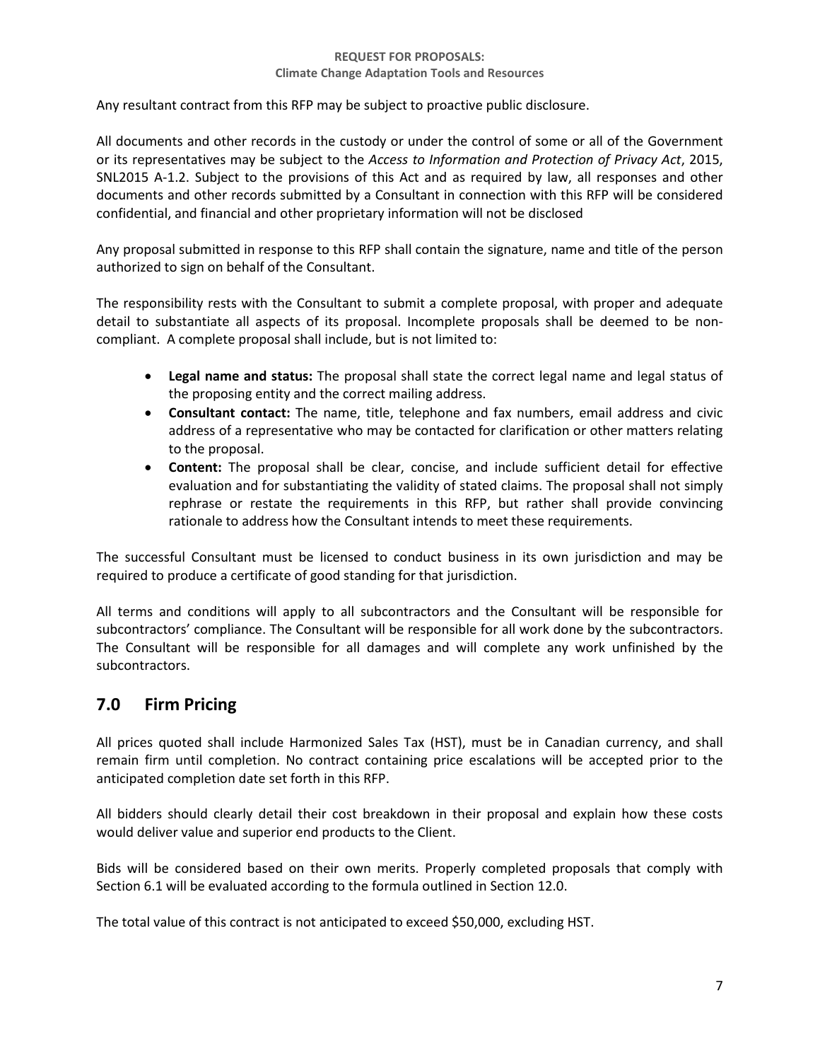Any resultant contract from this RFP may be subject to proactive public disclosure.

All documents and other records in the custody or under the control of some or all of the Government or its representatives may be subject to the *Access to Information and Protection of Privacy Act*, 2015, SNL2015 A-1.2. Subject to the provisions of this Act and as required by law, all responses and other documents and other records submitted by a Consultant in connection with this RFP will be considered confidential, and financial and other proprietary information will not be disclosed

Any proposal submitted in response to this RFP shall contain the signature, name and title of the person authorized to sign on behalf of the Consultant.

The responsibility rests with the Consultant to submit a complete proposal, with proper and adequate detail to substantiate all aspects of its proposal. Incomplete proposals shall be deemed to be non-compliant. A complete proposal shall include, but is not limited to:

- **Legal name and status:** The proposal shall state the correct legal name and legal status of the proposing entity and the correct mailing address.
- **Consultant contact:** The name, title, telephone and fax numbers, email address and civic address of a representative who may be contacted for clarification or other matters relating to the proposal.
- **Content:** The proposal shall be clear, concise, and include sufficient detail for effective evaluation and for substantiating the validity of stated claims. The proposal shall not simply rephrase or restate the requirements in this RFP, but rather shall provide convincing rationale to address how the Consultant intends to meet these requirements.

The successful Consultant must be licensed to conduct business in its own jurisdiction and may be required to produce a certificate of good standing for that jurisdiction.

All terms and conditions will apply to all subcontractors and the Consultant will be responsible for subcontractors' compliance. The Consultant will be responsible for all work done by the subcontractors. The Consultant will be responsible for all damages and will complete any work unfinished by the subcontractors.

## 7.0 Firm Pricing

All prices quoted shall include Harmonized Sales Tax (HST), must be in Canadian currency, and shall remain firm until completion. No contract containing price escalations will be accepted prior to the anticipated completion date set forth in this RFP.

All bidders should clearly detail their cost breakdown in their proposal and explain how these costs would deliver value and superior end products to the Client.

Bids will be considered based on their own merits. Properly completed proposals that comply with Section 6.1 will be evaluated according to the formula outlined in Section 12.0.

The total value of this contract is not anticipated to exceed $50,000, excluding HST.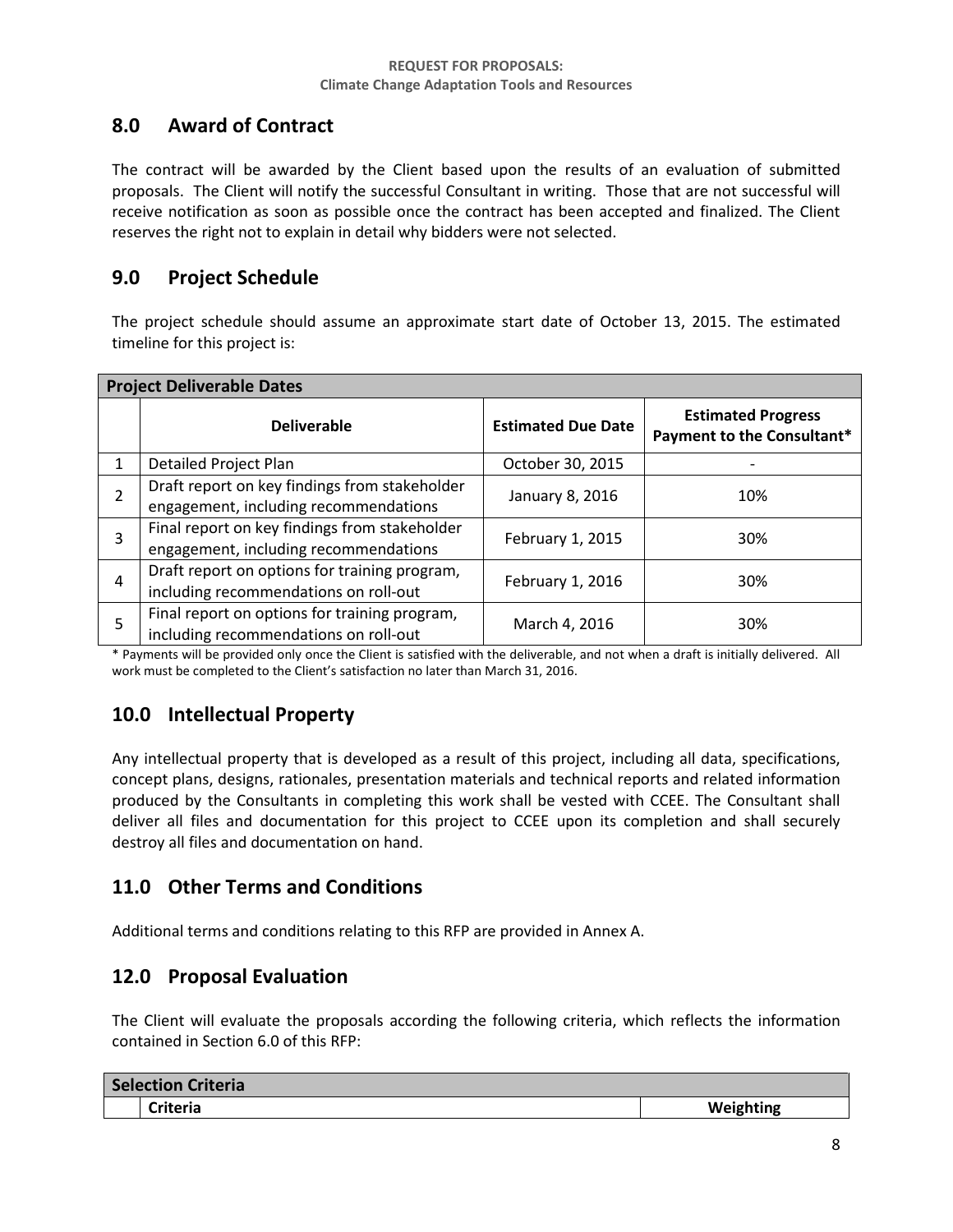## 8.0 Award of Contract

The contract will be awarded by the Client based upon the results of an evaluation of submitted proposals. The Client will notify the successful Consultant in writing. Those that are not successful will receive notification as soon as possible once the contract has been accepted and finalized. The Client reserves the right not to explain in detail why bidders were not selected.

## 9.0 Project Schedule

The project schedule should assume an approximate start date of October 13, 2015. The estimated timeline for this project is:

| Project Deliverable Dates | | | |
|---|---|---|---|
| | **Deliverable** | **Estimated Due Date** | **Estimated Progress Payment to the Consultant*** |
| 1 | Detailed Project Plan | October 30, 2015 | - |
| 2 | Draft report on key findings from stakeholder engagement, including recommendations | January 8, 2016 | 10% |
| 3 | Final report on key findings from stakeholder engagement, including recommendations | February 1, 2015 | 30% |
| 4 | Draft report on options for training program, including recommendations on roll-out | February 1, 2016 | 30% |
| 5 | Final report on options for training program, including recommendations on roll-out | March 4, 2016 | 30% |

* Payments will be provided only once the Client is satisfied with the deliverable, and not when a draft is initially delivered. All work must be completed to the Client's satisfaction no later than March 31, 2016.

## 10.0 Intellectual Property

Any intellectual property that is developed as a result of this project, including all data, specifications, concept plans, designs, rationales, presentation materials and technical reports and related information produced by the Consultants in completing this work shall be vested with CCEE. The Consultant shall deliver all files and documentation for this project to CCEE upon its completion and shall securely destroy all files and documentation on hand.

## 11.0 Other Terms and Conditions

Additional terms and conditions relating to this RFP are provided in Annex A.

## 12.0 Proposal Evaluation

The Client will evaluate the proposals according the following criteria, which reflects the information contained in Section 6.0 of this RFP:

| Selection Criteria | | |
|---|---|---|
| | **Criteria** | **Weighting** |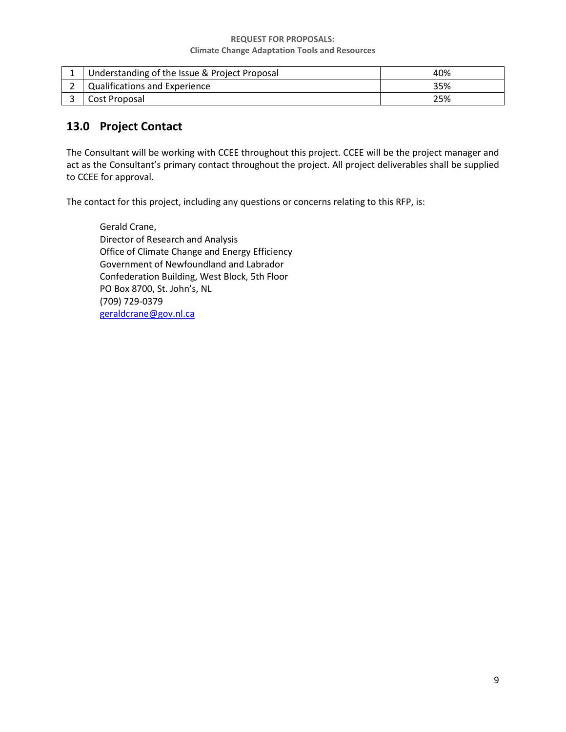| | | |
|---|---|---|
| 1 | Understanding of the Issue & Project Proposal | 40% |
| 2 | Qualifications and Experience | 35% |
| 3 | Cost Proposal | 25% |

## 13.0 Project Contact

The Consultant will be working with CCEE throughout this project. CCEE will be the project manager and act as the Consultant's primary contact throughout the project. All project deliverables shall be supplied to CCEE for approval.

The contact for this project, including any questions or concerns relating to this RFP, is:

Gerald Crane,
Director of Research and Analysis
Office of Climate Change and Energy Efficiency
Government of Newfoundland and Labrador
Confederation Building, West Block, 5th Floor
PO Box 8700, St. John's, NL
(709) 729-0379
geraldcrane@gov.nl.ca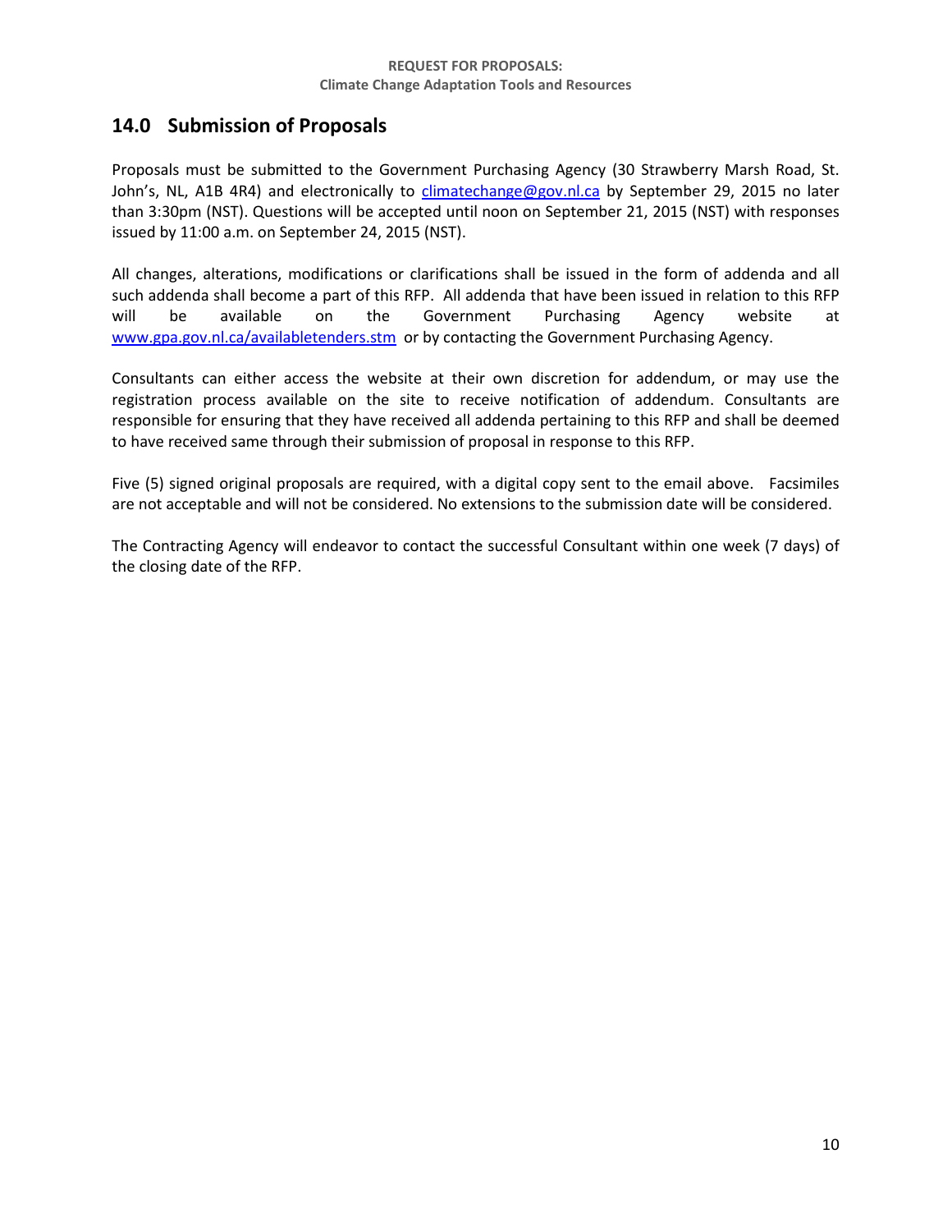## 14.0 Submission of Proposals

Proposals must be submitted to the Government Purchasing Agency (30 Strawberry Marsh Road, St. John's, NL, A1B 4R4) and electronically to [climatechange@gov.nl.ca](mailto:climatechange@gov.nl.ca) by September 29, 2015 no later than 3:30pm (NST). Questions will be accepted until noon on September 21, 2015 (NST) with responses issued by 11:00 a.m. on September 24, 2015 (NST).

All changes, alterations, modifications or clarifications shall be issued in the form of addenda and all such addenda shall become a part of this RFP. All addenda that have been issued in relation to this RFP will be available on the Government Purchasing Agency website at [www.gpa.gov.nl.ca/availabletenders.stm](http://www.gpa.gov.nl.ca/availabletenders.stm) or by contacting the Government Purchasing Agency.

Consultants can either access the website at their own discretion for addendum, or may use the registration process available on the site to receive notification of addendum. Consultants are responsible for ensuring that they have received all addenda pertaining to this RFP and shall be deemed to have received same through their submission of proposal in response to this RFP.

Five (5) signed original proposals are required, with a digital copy sent to the email above. Facsimiles are not acceptable and will not be considered. No extensions to the submission date will be considered.

The Contracting Agency will endeavor to contact the successful Consultant within one week (7 days) of the closing date of the RFP.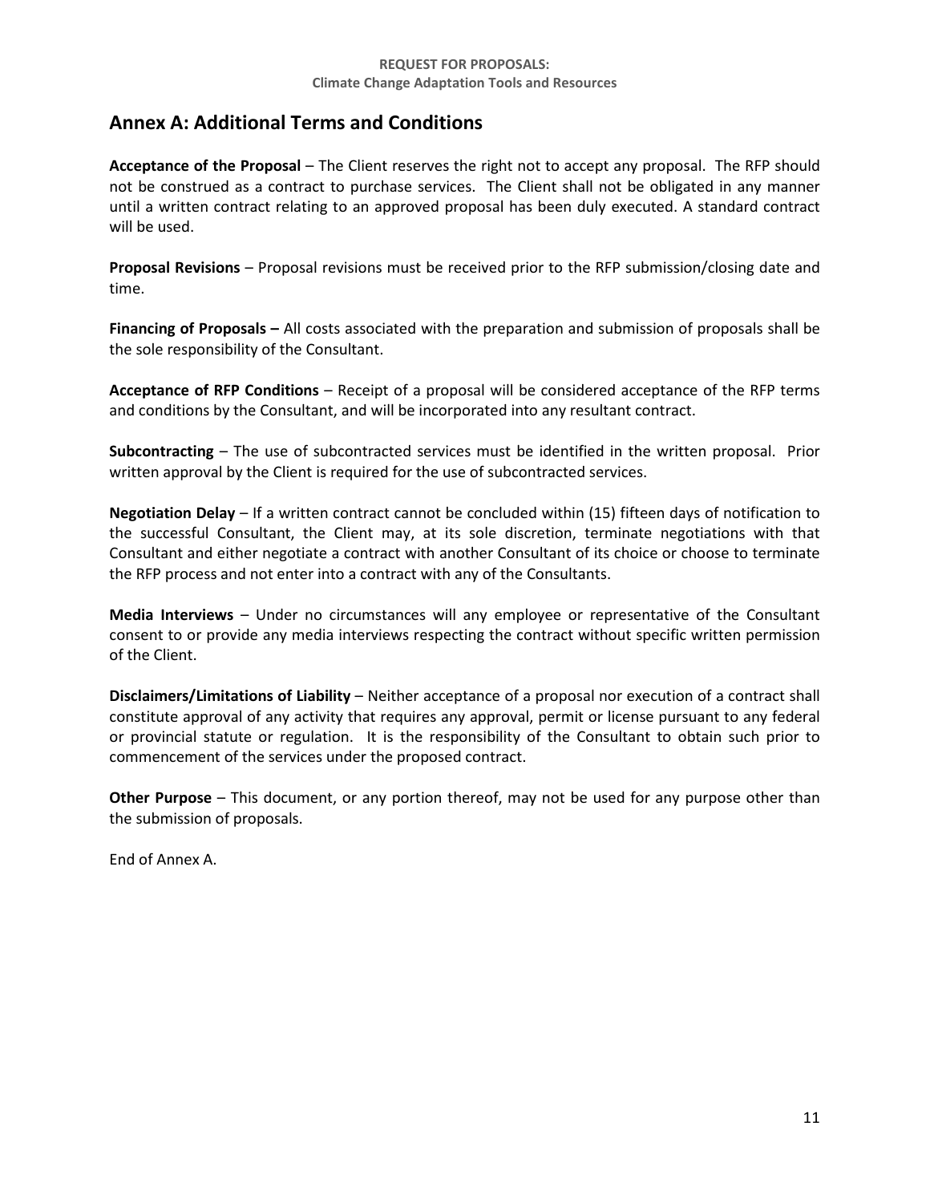## Annex A: Additional Terms and Conditions

**Acceptance of the Proposal** – The Client reserves the right not to accept any proposal. The RFP should not be construed as a contract to purchase services. The Client shall not be obligated in any manner until a written contract relating to an approved proposal has been duly executed. A standard contract will be used.

**Proposal Revisions** – Proposal revisions must be received prior to the RFP submission/closing date and time.

**Financing of Proposals –** All costs associated with the preparation and submission of proposals shall be the sole responsibility of the Consultant.

**Acceptance of RFP Conditions** – Receipt of a proposal will be considered acceptance of the RFP terms and conditions by the Consultant, and will be incorporated into any resultant contract.

**Subcontracting** – The use of subcontracted services must be identified in the written proposal. Prior written approval by the Client is required for the use of subcontracted services.

**Negotiation Delay** – If a written contract cannot be concluded within (15) fifteen days of notification to the successful Consultant, the Client may, at its sole discretion, terminate negotiations with that Consultant and either negotiate a contract with another Consultant of its choice or choose to terminate the RFP process and not enter into a contract with any of the Consultants.

**Media Interviews** – Under no circumstances will any employee or representative of the Consultant consent to or provide any media interviews respecting the contract without specific written permission of the Client.

**Disclaimers/Limitations of Liability** – Neither acceptance of a proposal nor execution of a contract shall constitute approval of any activity that requires any approval, permit or license pursuant to any federal or provincial statute or regulation. It is the responsibility of the Consultant to obtain such prior to commencement of the services under the proposed contract.

**Other Purpose** – This document, or any portion thereof, may not be used for any purpose other than the submission of proposals.

End of Annex A.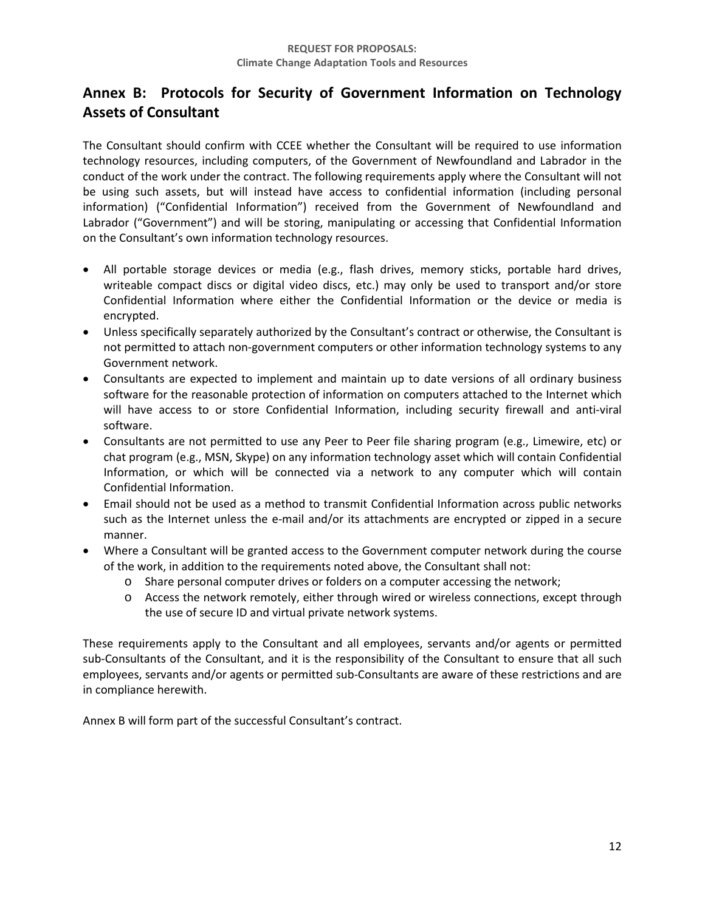## Annex B: Protocols for Security of Government Information on Technology Assets of Consultant

The Consultant should confirm with CCEE whether the Consultant will be required to use information technology resources, including computers, of the Government of Newfoundland and Labrador in the conduct of the work under the contract. The following requirements apply where the Consultant will not be using such assets, but will instead have access to confidential information (including personal information) ("Confidential Information") received from the Government of Newfoundland and Labrador ("Government") and will be storing, manipulating or accessing that Confidential Information on the Consultant's own information technology resources.

- All portable storage devices or media (e.g., flash drives, memory sticks, portable hard drives, writeable compact discs or digital video discs, etc.) may only be used to transport and/or store Confidential Information where either the Confidential Information or the device or media is encrypted.
- Unless specifically separately authorized by the Consultant's contract or otherwise, the Consultant is not permitted to attach non-government computers or other information technology systems to any Government network.
- Consultants are expected to implement and maintain up to date versions of all ordinary business software for the reasonable protection of information on computers attached to the Internet which will have access to or store Confidential Information, including security firewall and anti-viral software.
- Consultants are not permitted to use any Peer to Peer file sharing program (e.g., Limewire, etc) or chat program (e.g., MSN, Skype) on any information technology asset which will contain Confidential Information, or which will be connected via a network to any computer which will contain Confidential Information.
- Email should not be used as a method to transmit Confidential Information across public networks such as the Internet unless the e-mail and/or its attachments are encrypted or zipped in a secure manner.
- Where a Consultant will be granted access to the Government computer network during the course of the work, in addition to the requirements noted above, the Consultant shall not:
  - Share personal computer drives or folders on a computer accessing the network;
  - Access the network remotely, either through wired or wireless connections, except through the use of secure ID and virtual private network systems.

These requirements apply to the Consultant and all employees, servants and/or agents or permitted sub-Consultants of the Consultant, and it is the responsibility of the Consultant to ensure that all such employees, servants and/or agents or permitted sub-Consultants are aware of these restrictions and are in compliance herewith.

Annex B will form part of the successful Consultant's contract.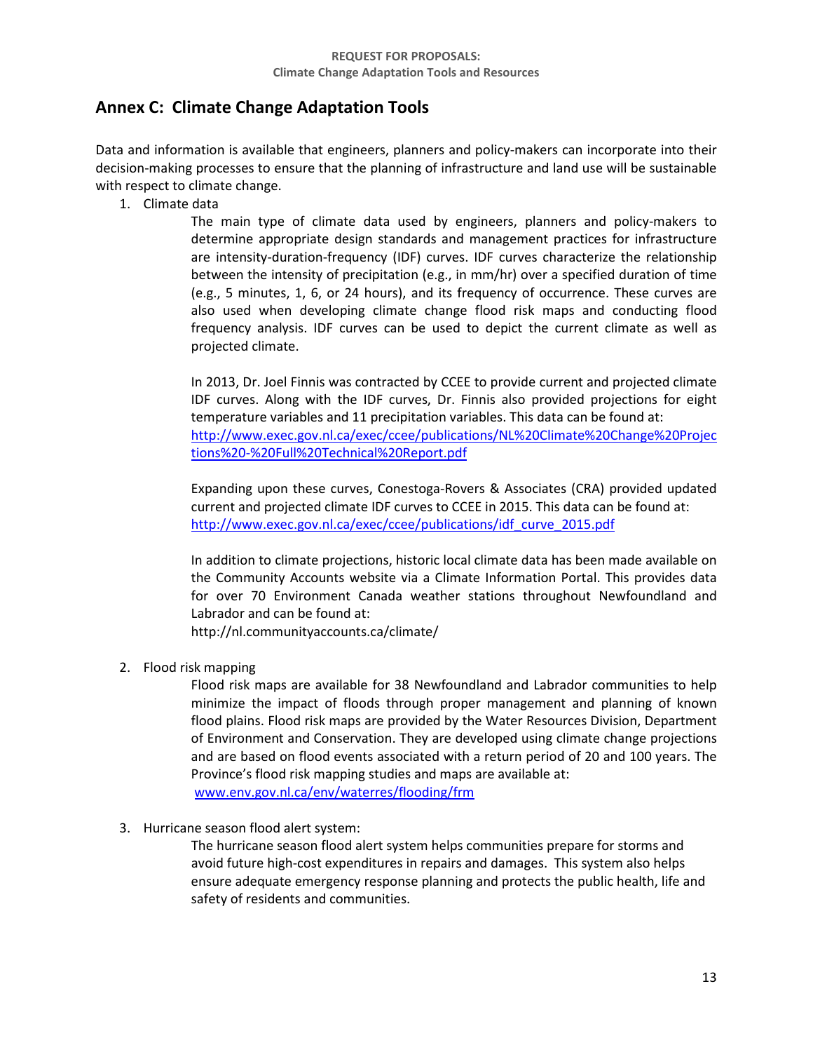## Annex C: Climate Change Adaptation Tools

Data and information is available that engineers, planners and policy-makers can incorporate into their decision-making processes to ensure that the planning of infrastructure and land use will be sustainable with respect to climate change.

1. Climate data

   The main type of climate data used by engineers, planners and policy-makers to determine appropriate design standards and management practices for infrastructure are intensity-duration-frequency (IDF) curves. IDF curves characterize the relationship between the intensity of precipitation (e.g., in mm/hr) over a specified duration of time (e.g., 5 minutes, 1, 6, or 24 hours), and its frequency of occurrence. These curves are also used when developing climate change flood risk maps and conducting flood frequency analysis. IDF curves can be used to depict the current climate as well as projected climate.

   In 2013, Dr. Joel Finnis was contracted by CCEE to provide current and projected climate IDF curves. Along with the IDF curves, Dr. Finnis also provided projections for eight temperature variables and 11 precipitation variables. This data can be found at: [http://www.exec.gov.nl.ca/exec/ccee/publications/NL%20Climate%20Change%20Projections%20-%20Full%20Technical%20Report.pdf](http://www.exec.gov.nl.ca/exec/ccee/publications/NL%20Climate%20Change%20Projections%20-%20Full%20Technical%20Report.pdf)

   Expanding upon these curves, Conestoga-Rovers & Associates (CRA) provided updated current and projected climate IDF curves to CCEE in 2015. This data can be found at: [http://www.exec.gov.nl.ca/exec/ccee/publications/idf_curve_2015.pdf](http://www.exec.gov.nl.ca/exec/ccee/publications/idf_curve_2015.pdf)

   In addition to climate projections, historic local climate data has been made available on the Community Accounts website via a Climate Information Portal. This provides data for over 70 Environment Canada weather stations throughout Newfoundland and Labrador and can be found at:
   http://nl.communityaccounts.ca/climate/

2. Flood risk mapping

   Flood risk maps are available for 38 Newfoundland and Labrador communities to help minimize the impact of floods through proper management and planning of known flood plains. Flood risk maps are provided by the Water Resources Division, Department of Environment and Conservation. They are developed using climate change projections and are based on flood events associated with a return period of 20 and 100 years. The Province's flood risk mapping studies and maps are available at:
   [www.env.gov.nl.ca/env/waterres/flooding/frm](www.env.gov.nl.ca/env/waterres/flooding/frm)

3. Hurricane season flood alert system:

   The hurricane season flood alert system helps communities prepare for storms and avoid future high-cost expenditures in repairs and damages. This system also helps ensure adequate emergency response planning and protects the public health, life and safety of residents and communities.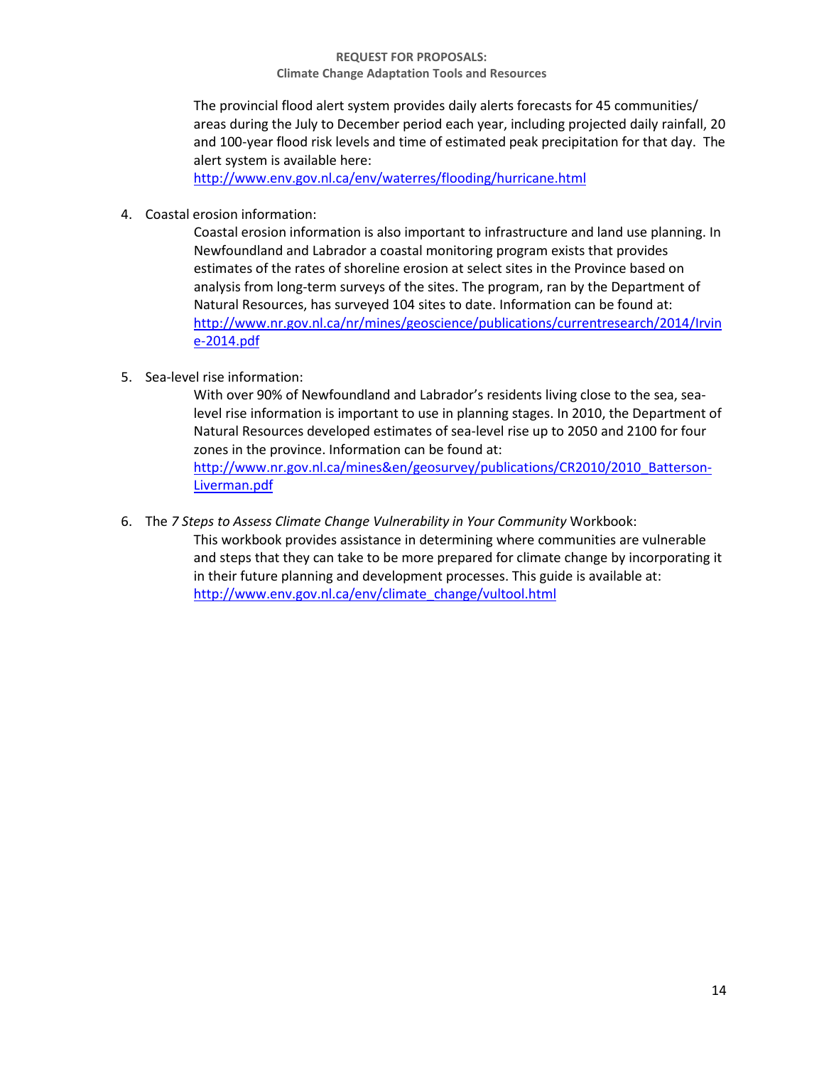The provincial flood alert system provides daily alerts forecasts for 45 communities/ areas during the July to December period each year, including projected daily rainfall, 20 and 100-year flood risk levels and time of estimated peak precipitation for that day. The alert system is available here: http://www.env.gov.nl.ca/env/waterres/flooding/hurricane.html

4. Coastal erosion information:

   Coastal erosion information is also important to infrastructure and land use planning. In Newfoundland and Labrador a coastal monitoring program exists that provides estimates of the rates of shoreline erosion at select sites in the Province based on analysis from long-term surveys of the sites. The program, ran by the Department of Natural Resources, has surveyed 104 sites to date. Information can be found at: http://www.nr.gov.nl.ca/nr/mines/geoscience/publications/currentresearch/2014/Irvine-2014.pdf

5. Sea-level rise information:

   With over 90% of Newfoundland and Labrador's residents living close to the sea, sea-level rise information is important to use in planning stages. In 2010, the Department of Natural Resources developed estimates of sea-level rise up to 2050 and 2100 for four zones in the province. Information can be found at: http://www.nr.gov.nl.ca/mines&en/geosurvey/publications/CR2010/2010_Batterson-Liverman.pdf

6. The *7 Steps to Assess Climate Change Vulnerability in Your Community* Workbook:

   This workbook provides assistance in determining where communities are vulnerable and steps that they can take to be more prepared for climate change by incorporating it in their future planning and development processes. This guide is available at: http://www.env.gov.nl.ca/env/climate_change/vultool.html